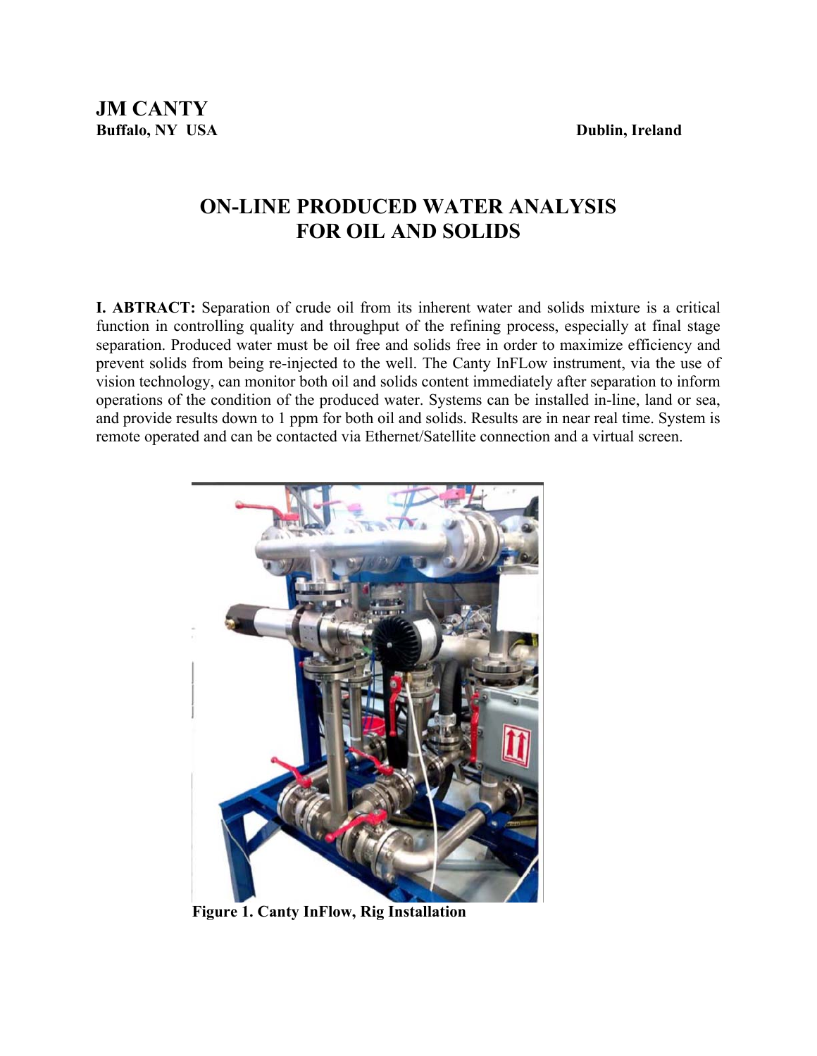# JM CANTY

**Buffalo, NY USA** **Dublin, Ireland**

## ON-LINE PRODUCED WATER ANALYSIS FOR OIL AND SOLIDS

**I. ABTRACT:** Separation of crude oil from its inherent water and solids mixture is a critical function in controlling quality and throughput of the refining process, especially at final stage separation. Produced water must be oil free and solids free in order to maximize efficiency and prevent solids from being re-injected to the well. The Canty InFLow instrument, via the use of vision technology, can monitor both oil and solids content immediately after separation to inform operations of the condition of the produced water. Systems can be installed in-line, land or sea, and provide results down to 1 ppm for both oil and solids. Results are in near real time. System is remote operated and can be contacted via Ethernet/Satellite connection and a virtual screen.

**Figure 1. Canty InFlow, Rig Installation**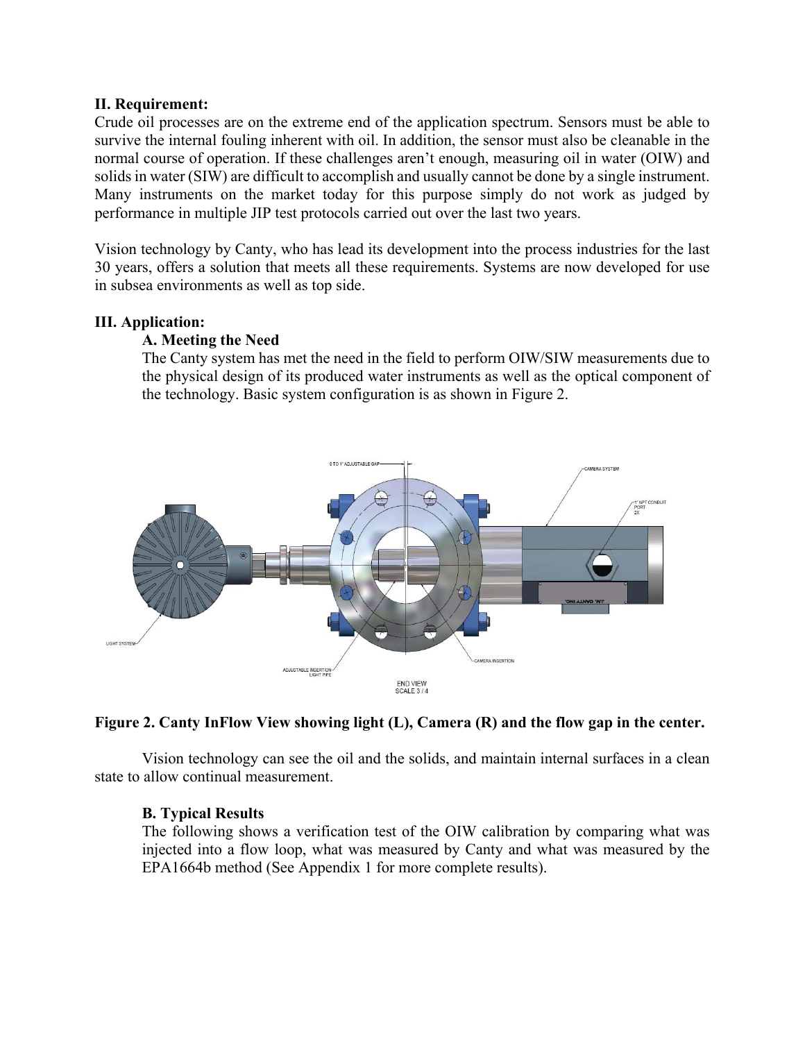## II. Requirement:

Crude oil processes are on the extreme end of the application spectrum. Sensors must be able to survive the internal fouling inherent with oil. In addition, the sensor must also be cleanable in the normal course of operation. If these challenges aren't enough, measuring oil in water (OIW) and solids in water (SIW) are difficult to accomplish and usually cannot be done by a single instrument. Many instruments on the market today for this purpose simply do not work as judged by performance in multiple JIP test protocols carried out over the last two years.

Vision technology by Canty, who has lead its development into the process industries for the last 30 years, offers a solution that meets all these requirements. Systems are now developed for use in subsea environments as well as top side.

## III. Application:

### A. Meeting the Need

The Canty system has met the need in the field to perform OIW/SIW measurements due to the physical design of its produced water instruments as well as the optical component of the technology. Basic system configuration is as shown in Figure 2.

**Figure 2. Canty InFlow View showing light (L), Camera (R) and the flow gap in the center.**

Vision technology can see the oil and the solids, and maintain internal surfaces in a clean state to allow continual measurement.

### B. Typical Results

The following shows a verification test of the OIW calibration by comparing what was injected into a flow loop, what was measured by Canty and what was measured by the EPA1664b method (See Appendix 1 for more complete results).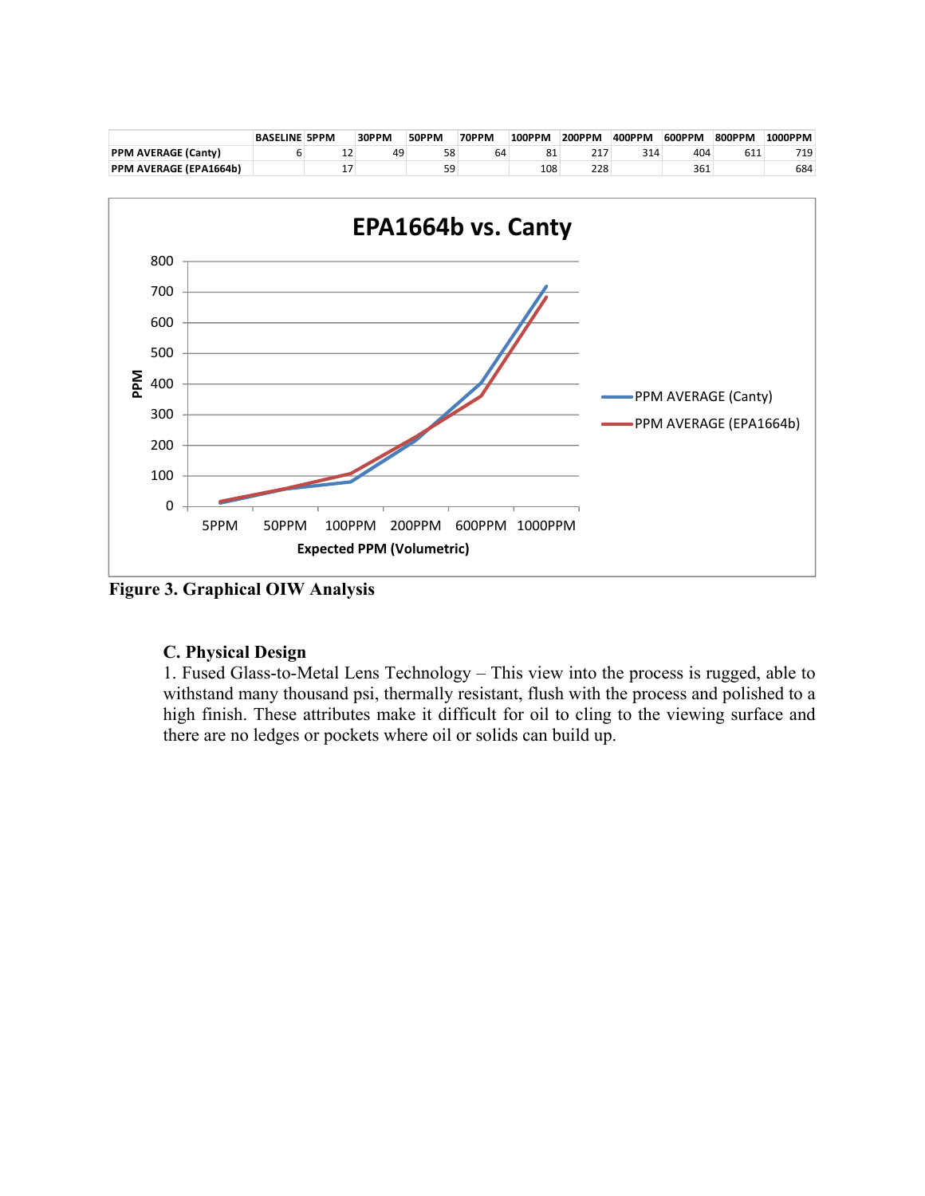| | BASELINE | 5PPM | 30PPM | 50PPM | 70PPM | 100PPM | 200PPM | 400PPM | 600PPM | 800PPM | 1000PPM |
|---|---|---|---|---|---|---|---|---|---|---|---|
| PPM AVERAGE (Canty) | 6 | 12 | 49 | 58 | 64 | 81 | 217 | 314 | 404 | 611 | 719 |
| PPM AVERAGE (EPA1664b) | | 17 | | 59 | | 108 | 228 | | 361 | | 684 |

**Figure 3. Graphical OIW Analysis**

### C. Physical Design

1. Fused Glass-to-Metal Lens Technology – This view into the process is rugged, able to withstand many thousand psi, thermally resistant, flush with the process and polished to a high finish. These attributes make it difficult for oil to cling to the viewing surface and there are no ledges or pockets where oil or solids can build up.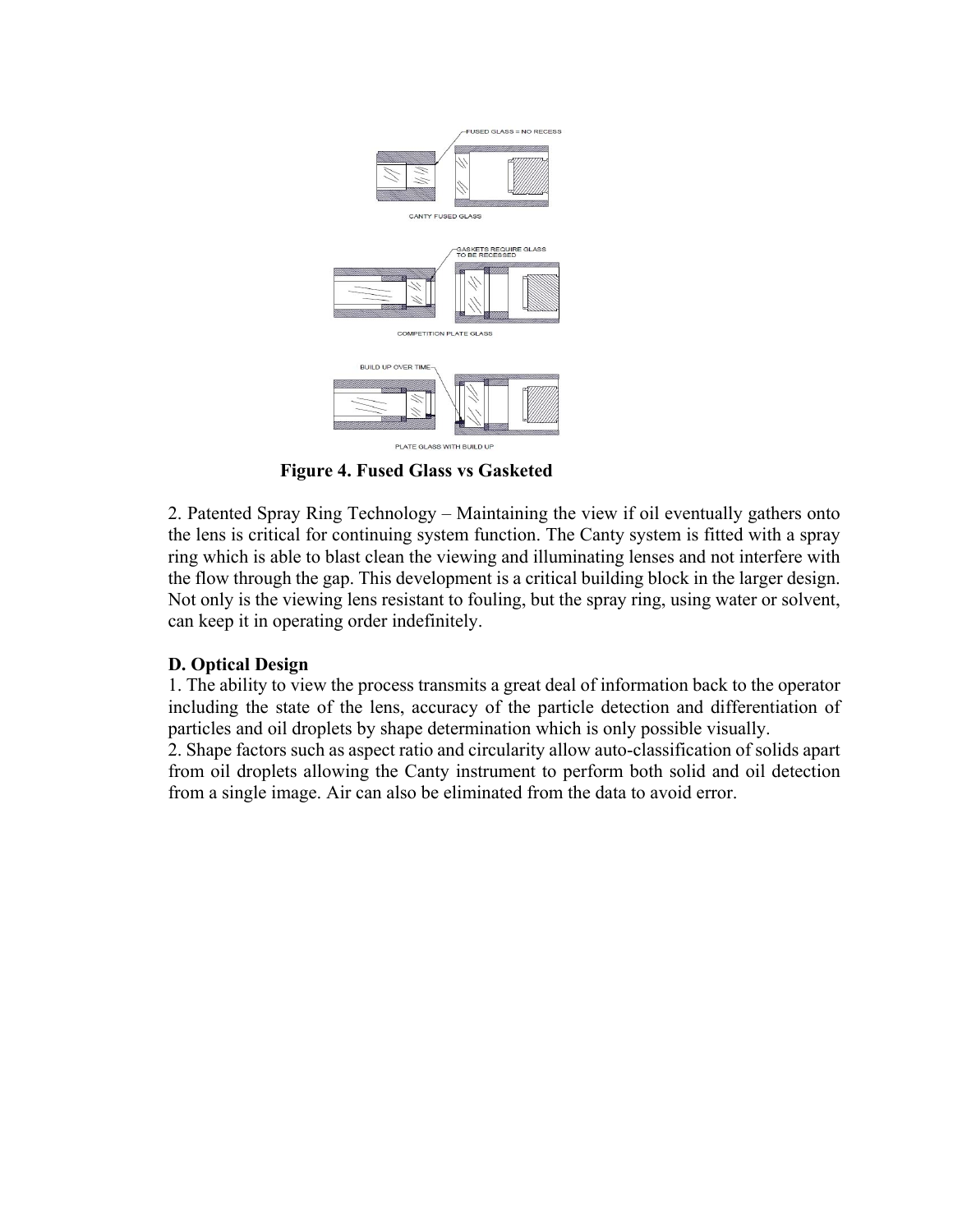**Figure 4. Fused Glass vs Gasketed**

2. Patented Spray Ring Technology – Maintaining the view if oil eventually gathers onto the lens is critical for continuing system function. The Canty system is fitted with a spray ring which is able to blast clean the viewing and illuminating lenses and not interfere with the flow through the gap. This development is a critical building block in the larger design. Not only is the viewing lens resistant to fouling, but the spray ring, using water or solvent, can keep it in operating order indefinitely.

**D. Optical Design**

1. The ability to view the process transmits a great deal of information back to the operator including the state of the lens, accuracy of the particle detection and differentiation of particles and oil droplets by shape determination which is only possible visually.
2. Shape factors such as aspect ratio and circularity allow auto-classification of solids apart from oil droplets allowing the Canty instrument to perform both solid and oil detection from a single image. Air can also be eliminated from the data to avoid error.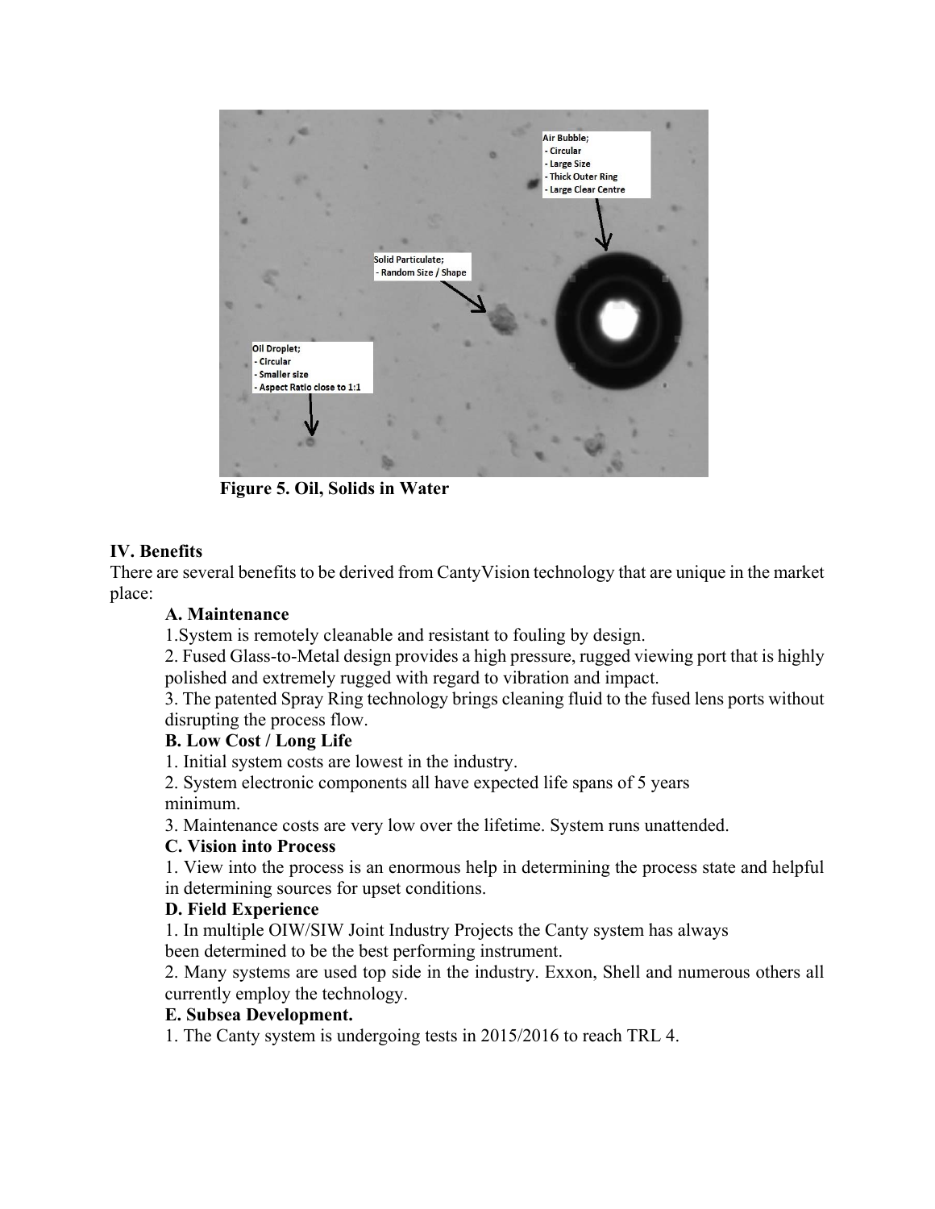Figure 5. Oil, Solids in Water

## IV. Benefits

There are several benefits to be derived from CantyVision technology that are unique in the market place:

### A. Maintenance

1. System is remotely cleanable and resistant to fouling by design.
2. Fused Glass-to-Metal design provides a high pressure, rugged viewing port that is highly polished and extremely rugged with regard to vibration and impact.
3. The patented Spray Ring technology brings cleaning fluid to the fused lens ports without disrupting the process flow.

### B. Low Cost / Long Life

1. Initial system costs are lowest in the industry.
2. System electronic components all have expected life spans of 5 years minimum.
3. Maintenance costs are very low over the lifetime. System runs unattended.

### C. Vision into Process

1. View into the process is an enormous help in determining the process state and helpful in determining sources for upset conditions.

### D. Field Experience

1. In multiple OIW/SIW Joint Industry Projects the Canty system has always been determined to be the best performing instrument.
2. Many systems are used top side in the industry. Exxon, Shell and numerous others all currently employ the technology.

### E. Subsea Development.

1. The Canty system is undergoing tests in 2015/2016 to reach TRL 4.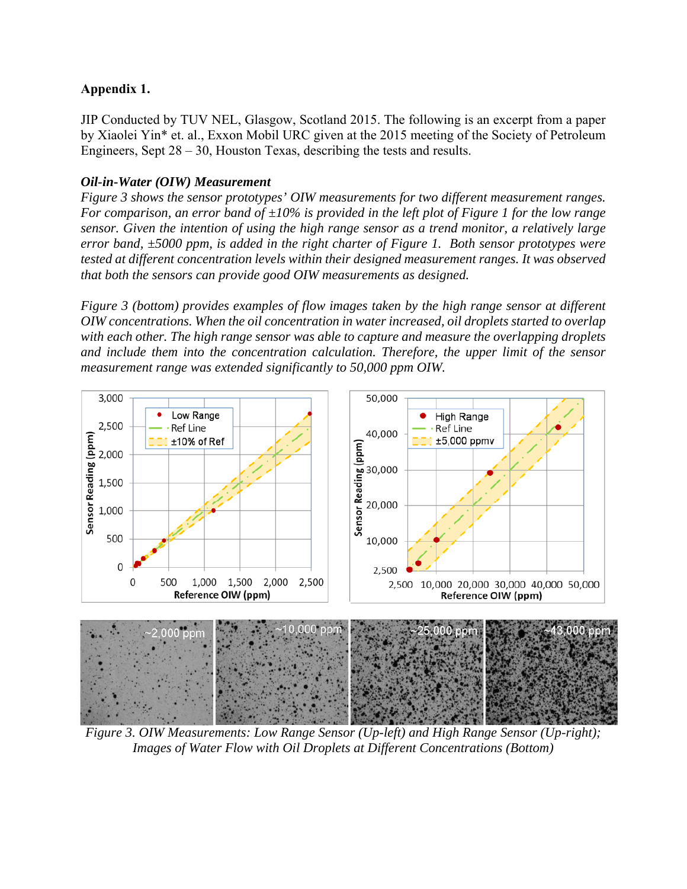**Appendix 1.**

JIP Conducted by TUV NEL, Glasgow, Scotland 2015. The following is an excerpt from a paper by Xiaolei Yin* et. al., Exxon Mobil URC given at the 2015 meeting of the Society of Petroleum Engineers, Sept 28 – 30, Houston Texas, describing the tests and results.

***Oil-in-Water (OIW) Measurement***

*Figure 3 shows the sensor prototypes' OIW measurements for two different measurement ranges. For comparison, an error band of ±10% is provided in the left plot of Figure 1 for the low range sensor. Given the intention of using the high range sensor as a trend monitor, a relatively large error band, ±5000 ppm, is added in the right charter of Figure 1. Both sensor prototypes were tested at different concentration levels within their designed measurement ranges. It was observed that both the sensors can provide good OIW measurements as designed.*

*Figure 3 (bottom) provides examples of flow images taken by the high range sensor at different OIW concentrations. When the oil concentration in water increased, oil droplets started to overlap with each other. The high range sensor was able to capture and measure the overlapping droplets and include them into the concentration calculation. Therefore, the upper limit of the sensor measurement range was extended significantly to 50,000 ppm OIW.*

*Figure 3. OIW Measurements: Low Range Sensor (Up-left) and High Range Sensor (Up-right); Images of Water Flow with Oil Droplets at Different Concentrations (Bottom)*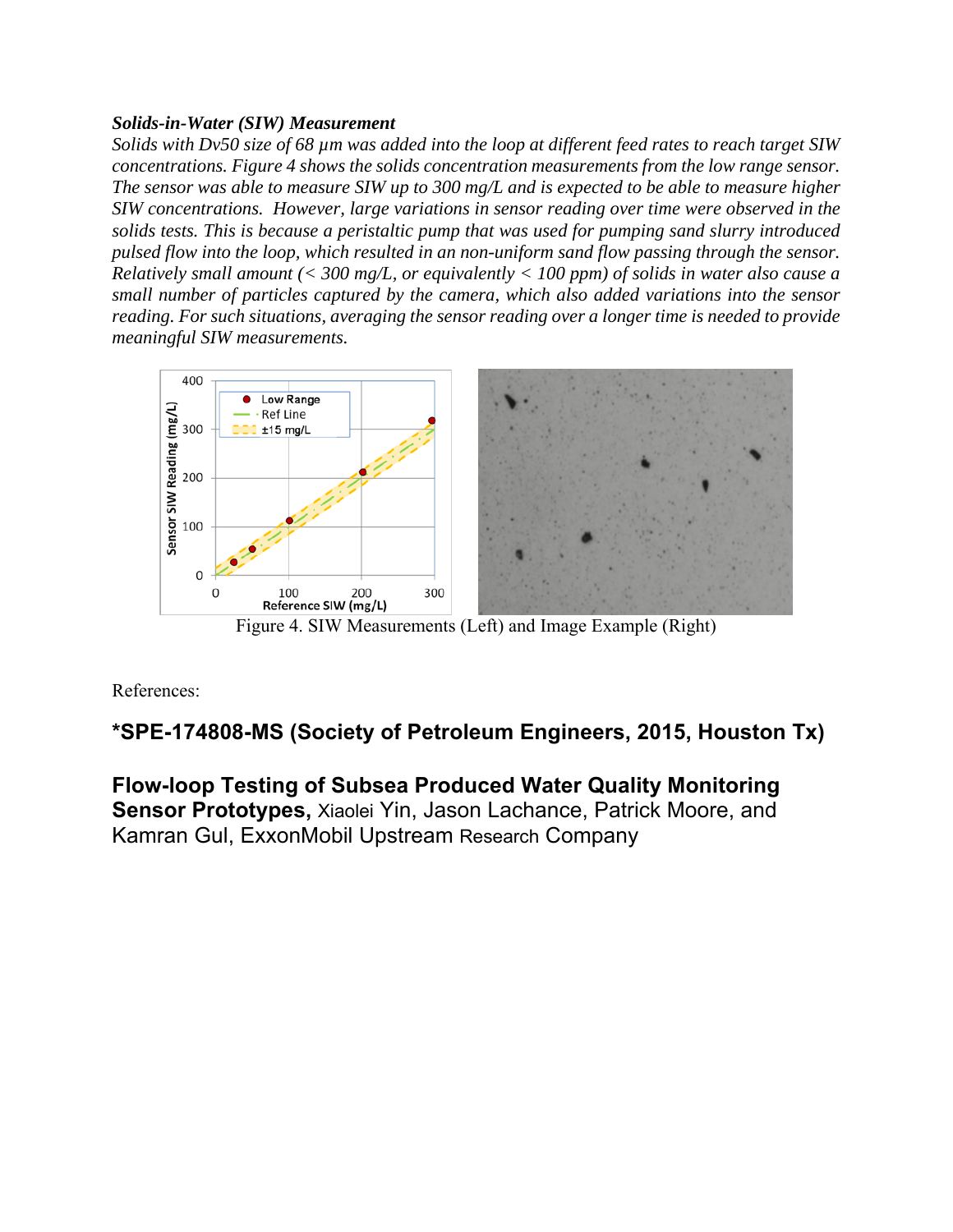***Solids-in-Water (SIW) Measurement***

*Solids with Dv50 size of 68 µm was added into the loop at different feed rates to reach target SIW concentrations. Figure 4 shows the solids concentration measurements from the low range sensor. The sensor was able to measure SIW up to 300 mg/L and is expected to be able to measure higher SIW concentrations. However, large variations in sensor reading over time were observed in the solids tests. This is because a peristaltic pump that was used for pumping sand slurry introduced pulsed flow into the loop, which resulted in an non-uniform sand flow passing through the sensor. Relatively small amount (< 300 mg/L, or equivalently < 100 ppm) of solids in water also cause a small number of particles captured by the camera, which also added variations into the sensor reading. For such situations, averaging the sensor reading over a longer time is needed to provide meaningful SIW measurements.*

Sensor SIW Reading (mg/L)
400
300
200
100
0
0
100
200
300
Reference SIW (mg/L)
Low Range
Ref Line
±15 mg/L

Figure 4. SIW Measurements (Left) and Image Example (Right)

References:

**\*SPE-174808-MS (Society of Petroleum Engineers, 2015, Houston Tx)**

**Flow-loop Testing of Subsea Produced Water Quality Monitoring Sensor Prototypes,** Xiaolei Yin, Jason Lachance, Patrick Moore, and Kamran Gul, ExxonMobil Upstream Research Company